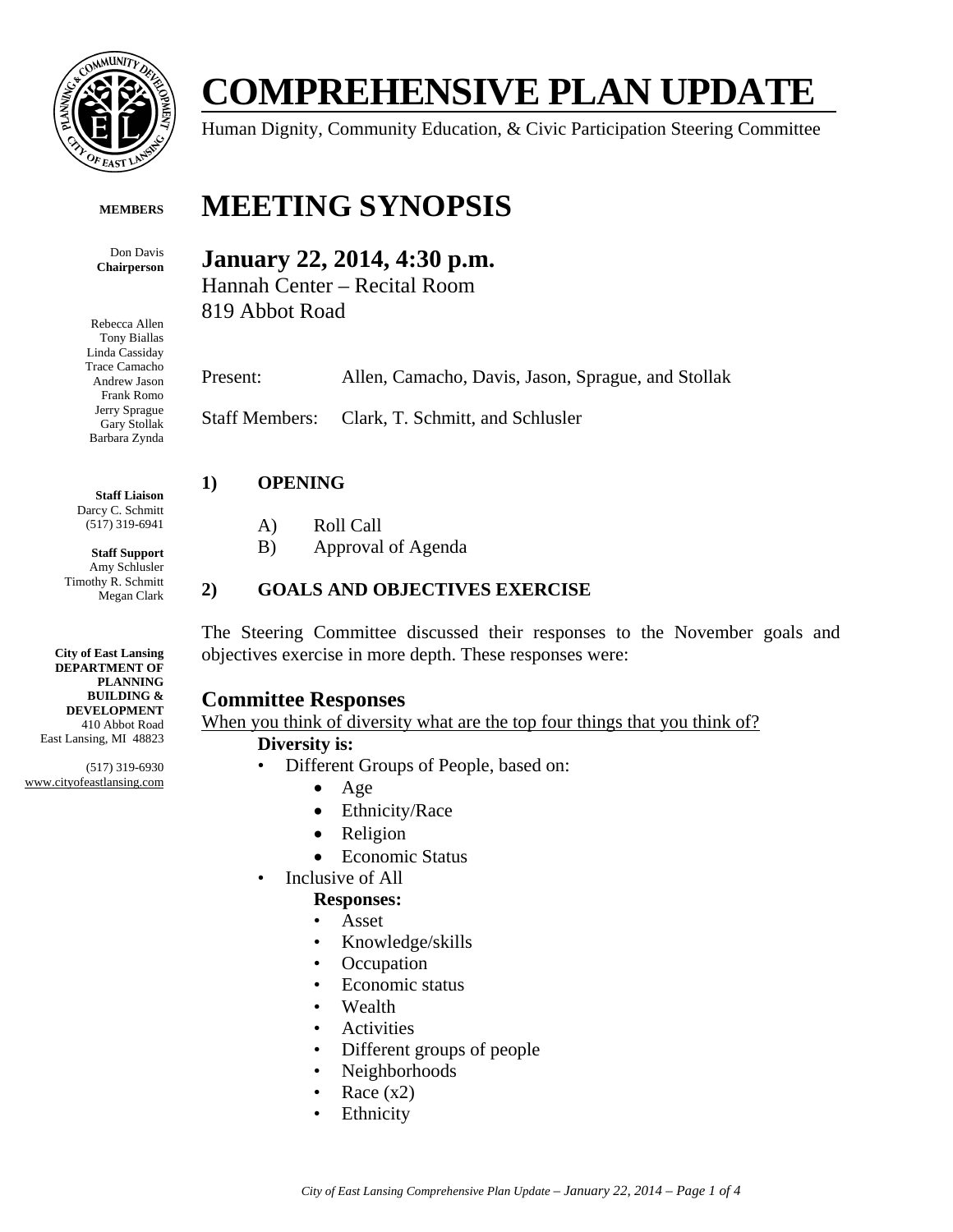# COMPREHENSIVE PLAN UPDATE

Human Dignity, Community Education, & Civic Participation Steering Committee

**MEMBERS**

Don Davis
**Chairperson**

Rebecca Allen
Tony Biallas
Linda Cassiday
Trace Camacho
Andrew Jason
Frank Romo
Jerry Sprague
Gary Stollak
Barbara Zynda

**Staff Liaison**
Darcy C. Schmitt
(517) 319-6941

**Staff Support**
Amy Schlusler
Timothy R. Schmitt
Megan Clark

**City of East Lansing**
**DEPARTMENT OF PLANNING BUILDING & DEVELOPMENT**
410 Abbot Road
East Lansing, MI 48823

(517) 319-6930
www.cityofeastlansing.com

# MEETING SYNOPSIS

## January 22, 2014, 4:30 p.m.

Hannah Center – Recital Room
819 Abbot Road

Present: Allen, Camacho, Davis, Jason, Sprague, and Stollak

Staff Members: Clark, T. Schmitt, and Schlusler

### 1) OPENING

A) Roll Call
B) Approval of Agenda

### 2) GOALS AND OBJECTIVES EXERCISE

The Steering Committee discussed their responses to the November goals and objectives exercise in more depth. These responses were:

## Committee Responses

When you think of diversity what are the top four things that you think of?

**Diversity is:**

- Different Groups of People, based on:
  - Age
  - Ethnicity/Race
  - Religion
  - Economic Status
- Inclusive of All

  **Responses:**
  - Asset
  - Knowledge/skills
  - Occupation
  - Economic status
  - Wealth
  - Activities
  - Different groups of people
  - Neighborhoods
  - Race (x2)
  - Ethnicity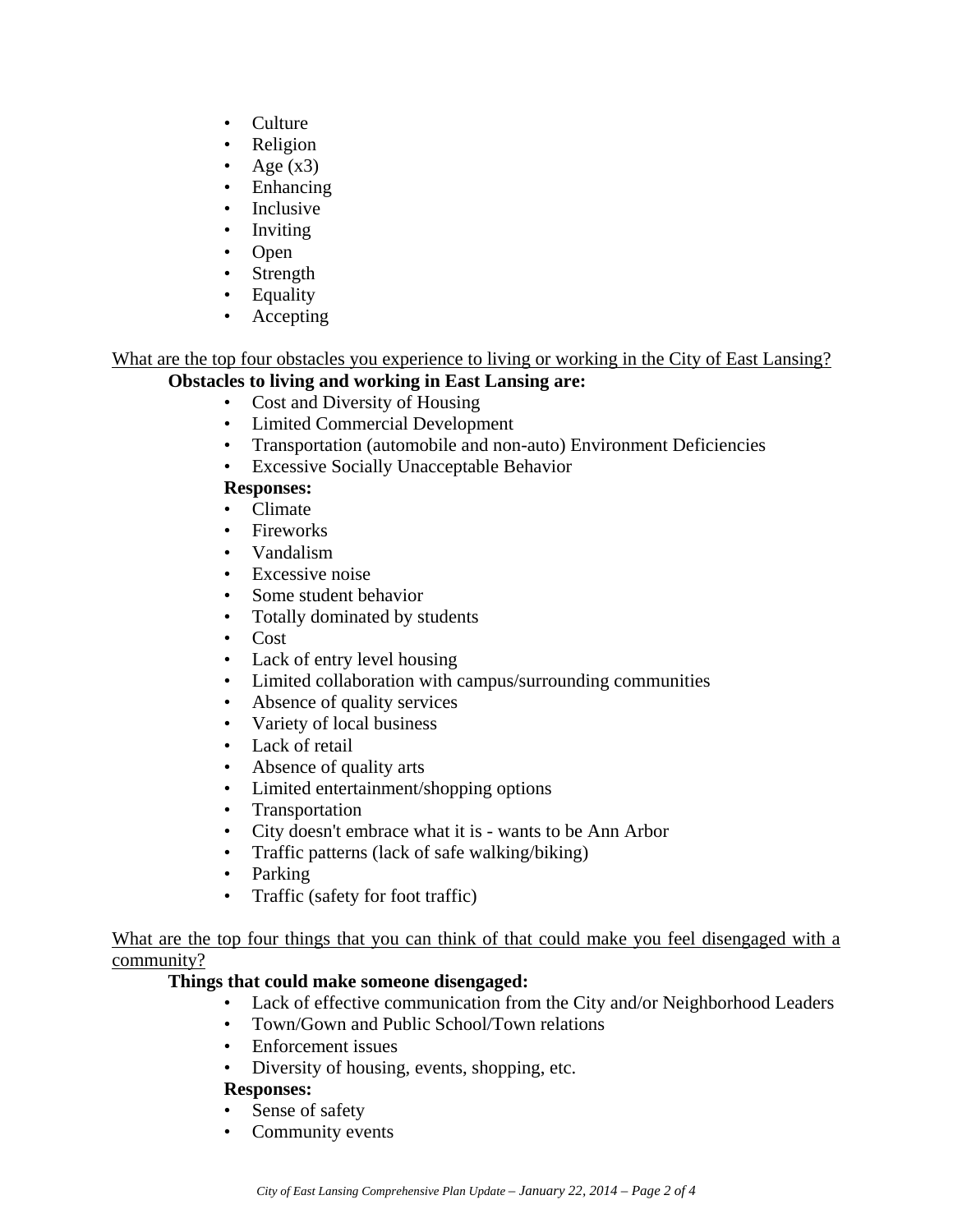- Culture
- Religion
- Age (x3)
- Enhancing
- Inclusive
- Inviting
- Open
- Strength
- Equality
- Accepting

<u>What are the top four obstacles you experience to living or working in the City of East Lansing?</u>

**Obstacles to living and working in East Lansing are:**

- Cost and Diversity of Housing
- Limited Commercial Development
- Transportation (automobile and non-auto) Environment Deficiencies
- Excessive Socially Unacceptable Behavior

**Responses:**

- Climate
- Fireworks
- Vandalism
- Excessive noise
- Some student behavior
- Totally dominated by students
- Cost
- Lack of entry level housing
- Limited collaboration with campus/surrounding communities
- Absence of quality services
- Variety of local business
- Lack of retail
- Absence of quality arts
- Limited entertainment/shopping options
- Transportation
- City doesn't embrace what it is - wants to be Ann Arbor
- Traffic patterns (lack of safe walking/biking)
- Parking
- Traffic (safety for foot traffic)

<u>What are the top four things that you can think of that could make you feel disengaged with a community?</u>

**Things that could make someone disengaged:**

- Lack of effective communication from the City and/or Neighborhood Leaders
- Town/Gown and Public School/Town relations
- Enforcement issues
- Diversity of housing, events, shopping, etc.

**Responses:**

- Sense of safety
- Community events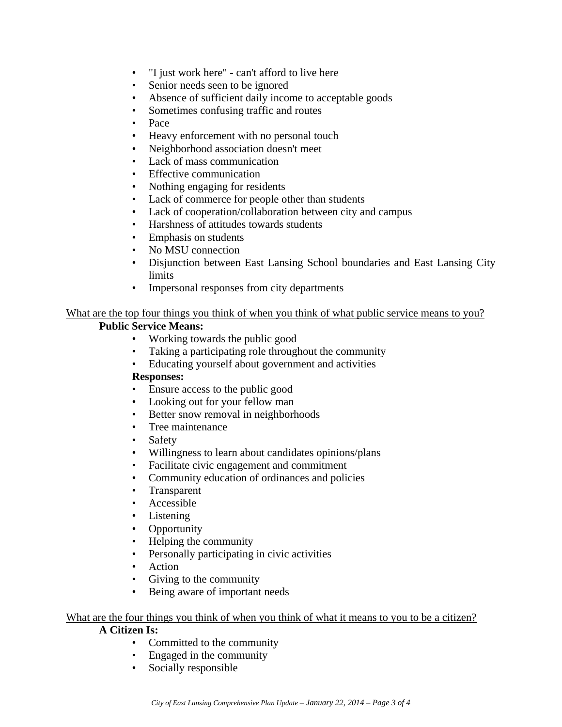- "I just work here" - can't afford to live here
- Senior needs seen to be ignored
- Absence of sufficient daily income to acceptable goods
- Sometimes confusing traffic and routes
- Pace
- Heavy enforcement with no personal touch
- Neighborhood association doesn't meet
- Lack of mass communication
- Effective communication
- Nothing engaging for residents
- Lack of commerce for people other than students
- Lack of cooperation/collaboration between city and campus
- Harshness of attitudes towards students
- Emphasis on students
- No MSU connection
- Disjunction between East Lansing School boundaries and East Lansing City limits
- Impersonal responses from city departments

<u>What are the top four things you think of when you think of what public service means to you?</u>

**Public Service Means:**

- Working towards the public good
- Taking a participating role throughout the community
- Educating yourself about government and activities

**Responses:**

- Ensure access to the public good
- Looking out for your fellow man
- Better snow removal in neighborhoods
- Tree maintenance
- Safety
- Willingness to learn about candidates opinions/plans
- Facilitate civic engagement and commitment
- Community education of ordinances and policies
- Transparent
- Accessible
- Listening
- Opportunity
- Helping the community
- Personally participating in civic activities
- Action
- Giving to the community
- Being aware of important needs

<u>What are the four things you think of when you think of what it means to you to be a citizen?</u>

**A Citizen Is:**

- Committed to the community
- Engaged in the community
- Socially responsible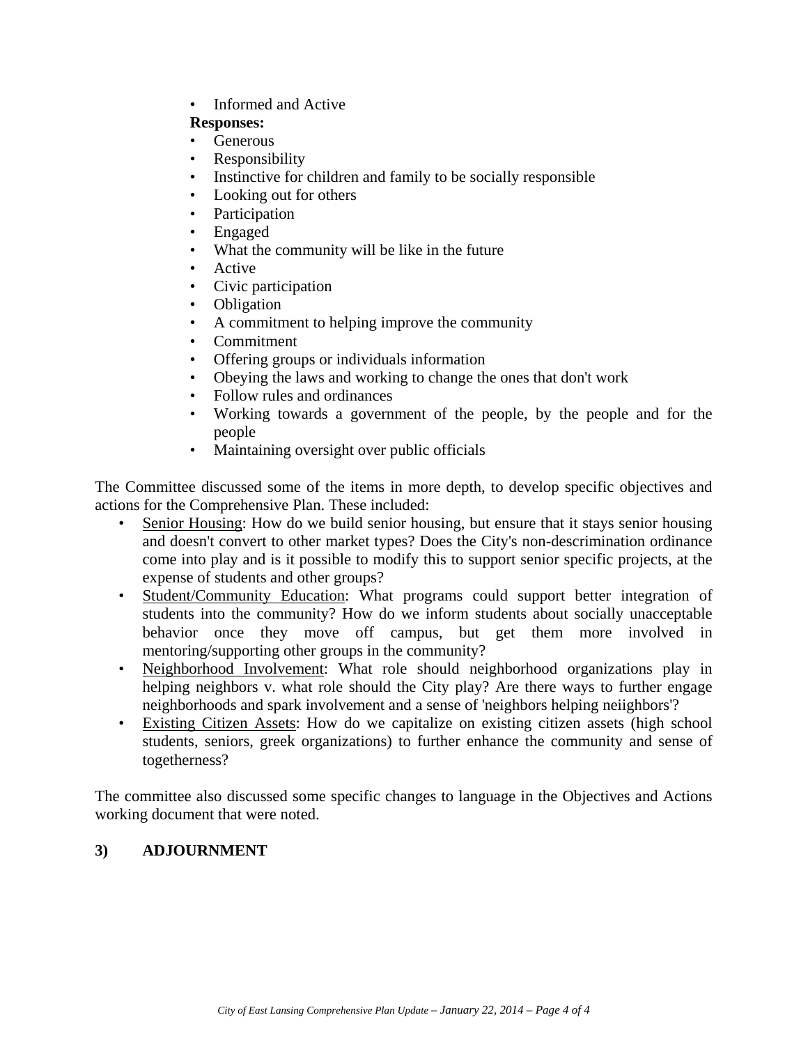- Informed and Active

**Responses:**

- Generous
- Responsibility
- Instinctive for children and family to be socially responsible
- Looking out for others
- Participation
- Engaged
- What the community will be like in the future
- Active
- Civic participation
- Obligation
- A commitment to helping improve the community
- Commitment
- Offering groups or individuals information
- Obeying the laws and working to change the ones that don't work
- Follow rules and ordinances
- Working towards a government of the people, by the people and for the people
- Maintaining oversight over public officials

The Committee discussed some of the items in more depth, to develop specific objectives and actions for the Comprehensive Plan. These included:

- Senior Housing: How do we build senior housing, but ensure that it stays senior housing and doesn't convert to other market types? Does the City's non-descrimination ordinance come into play and is it possible to modify this to support senior specific projects, at the expense of students and other groups?
- Student/Community Education: What programs could support better integration of students into the community? How do we inform students about socially unacceptable behavior once they move off campus, but get them more involved in mentoring/supporting other groups in the community?
- Neighborhood Involvement: What role should neighborhood organizations play in helping neighbors v. what role should the City play? Are there ways to further engage neighborhoods and spark involvement and a sense of 'neighbors helping neiighbors'?
- Existing Citizen Assets: How do we capitalize on existing citizen assets (high school students, seniors, greek organizations) to further enhance the community and sense of togetherness?

The committee also discussed some specific changes to language in the Objectives and Actions working document that were noted.

**3) ADJOURNMENT**